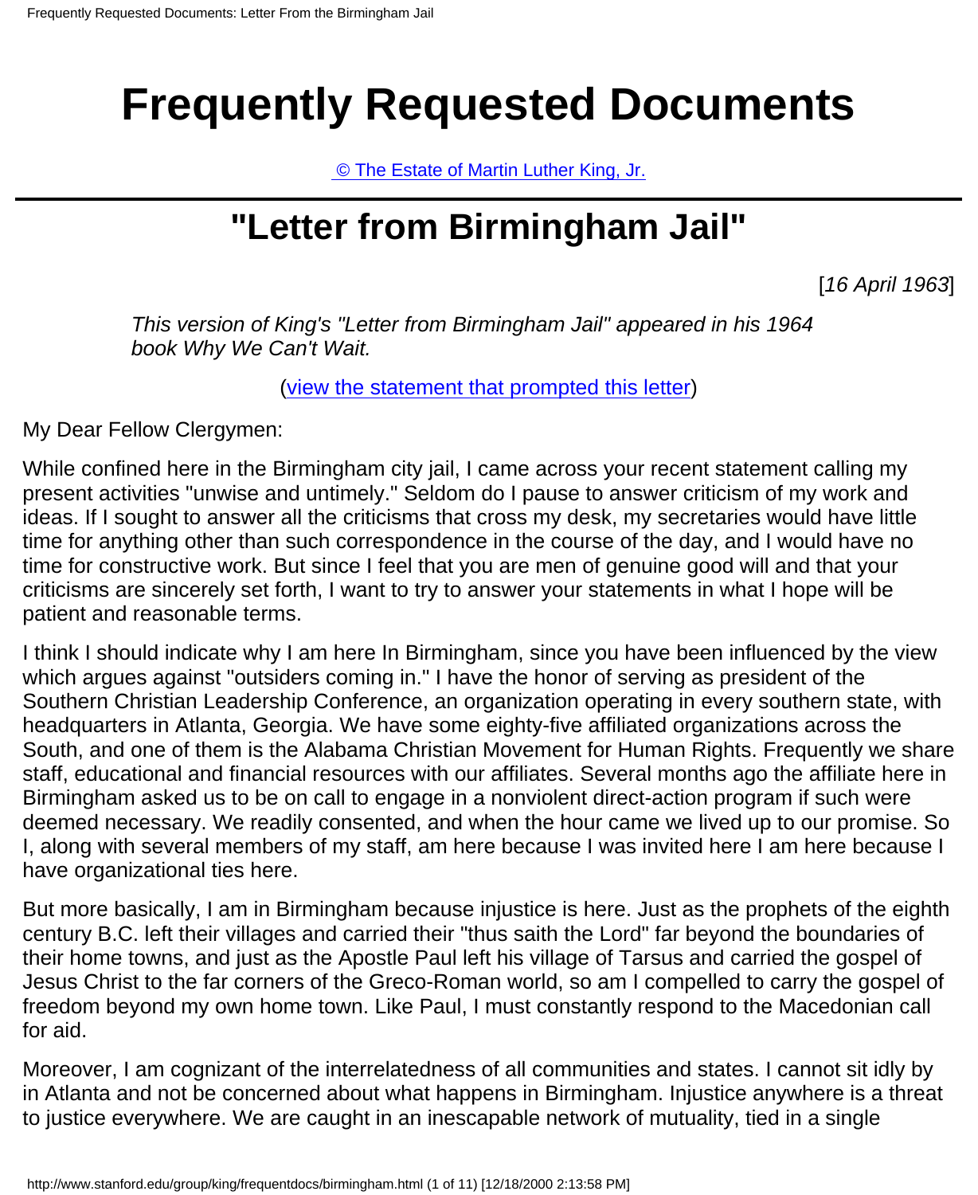# Frequently Requested Documents

© The Estate of Martin Luther King, Jr.

## "Letter from Birmingham Jail"

[*16 April 1963*]

*This version of King's "Letter from Birmingham Jail" appeared in his 1964 book Why We Can't Wait.*

(view the statement that prompted this letter)

My Dear Fellow Clergymen:

While confined here in the Birmingham city jail, I came across your recent statement calling my present activities "unwise and untimely." Seldom do I pause to answer criticism of my work and ideas. If I sought to answer all the criticisms that cross my desk, my secretaries would have little time for anything other than such correspondence in the course of the day, and I would have no time for constructive work. But since I feel that you are men of genuine good will and that your criticisms are sincerely set forth, I want to try to answer your statements in what I hope will be patient and reasonable terms.

I think I should indicate why I am here In Birmingham, since you have been influenced by the view which argues against "outsiders coming in." I have the honor of serving as president of the Southern Christian Leadership Conference, an organization operating in every southern state, with headquarters in Atlanta, Georgia. We have some eighty-five affiliated organizations across the South, and one of them is the Alabama Christian Movement for Human Rights. Frequently we share staff, educational and financial resources with our affiliates. Several months ago the affiliate here in Birmingham asked us to be on call to engage in a nonviolent direct-action program if such were deemed necessary. We readily consented, and when the hour came we lived up to our promise. So I, along with several members of my staff, am here because I was invited here I am here because I have organizational ties here.

But more basically, I am in Birmingham because injustice is here. Just as the prophets of the eighth century B.C. left their villages and carried their "thus saith the Lord" far beyond the boundaries of their home towns, and just as the Apostle Paul left his village of Tarsus and carried the gospel of Jesus Christ to the far corners of the Greco-Roman world, so am I compelled to carry the gospel of freedom beyond my own home town. Like Paul, I must constantly respond to the Macedonian call for aid.

Moreover, I am cognizant of the interrelatedness of all communities and states. I cannot sit idly by in Atlanta and not be concerned about what happens in Birmingham. Injustice anywhere is a threat to justice everywhere. We are caught in an inescapable network of mutuality, tied in a single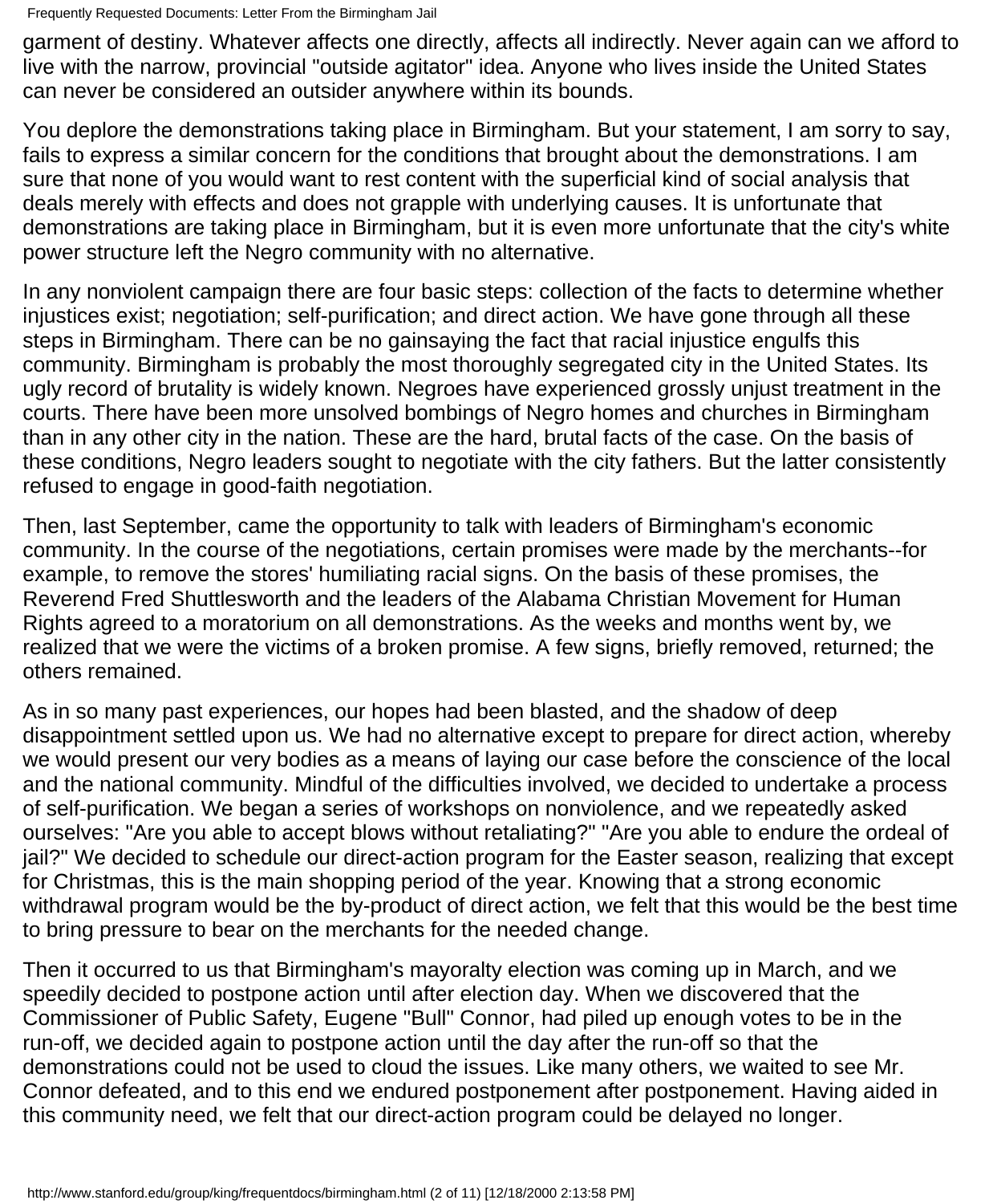garment of destiny. Whatever affects one directly, affects all indirectly. Never again can we afford to live with the narrow, provincial "outside agitator" idea. Anyone who lives inside the United States can never be considered an outsider anywhere within its bounds.

You deplore the demonstrations taking place in Birmingham. But your statement, I am sorry to say, fails to express a similar concern for the conditions that brought about the demonstrations. I am sure that none of you would want to rest content with the superficial kind of social analysis that deals merely with effects and does not grapple with underlying causes. It is unfortunate that demonstrations are taking place in Birmingham, but it is even more unfortunate that the city's white power structure left the Negro community with no alternative.

In any nonviolent campaign there are four basic steps: collection of the facts to determine whether injustices exist; negotiation; self-purification; and direct action. We have gone through all these steps in Birmingham. There can be no gainsaying the fact that racial injustice engulfs this community. Birmingham is probably the most thoroughly segregated city in the United States. Its ugly record of brutality is widely known. Negroes have experienced grossly unjust treatment in the courts. There have been more unsolved bombings of Negro homes and churches in Birmingham than in any other city in the nation. These are the hard, brutal facts of the case. On the basis of these conditions, Negro leaders sought to negotiate with the city fathers. But the latter consistently refused to engage in good-faith negotiation.

Then, last September, came the opportunity to talk with leaders of Birmingham's economic community. In the course of the negotiations, certain promises were made by the merchants--for example, to remove the stores' humiliating racial signs. On the basis of these promises, the Reverend Fred Shuttlesworth and the leaders of the Alabama Christian Movement for Human Rights agreed to a moratorium on all demonstrations. As the weeks and months went by, we realized that we were the victims of a broken promise. A few signs, briefly removed, returned; the others remained.

As in so many past experiences, our hopes had been blasted, and the shadow of deep disappointment settled upon us. We had no alternative except to prepare for direct action, whereby we would present our very bodies as a means of laying our case before the conscience of the local and the national community. Mindful of the difficulties involved, we decided to undertake a process of self-purification. We began a series of workshops on nonviolence, and we repeatedly asked ourselves: "Are you able to accept blows without retaliating?" "Are you able to endure the ordeal of jail?" We decided to schedule our direct-action program for the Easter season, realizing that except for Christmas, this is the main shopping period of the year. Knowing that a strong economic withdrawal program would be the by-product of direct action, we felt that this would be the best time to bring pressure to bear on the merchants for the needed change.

Then it occurred to us that Birmingham's mayoralty election was coming up in March, and we speedily decided to postpone action until after election day. When we discovered that the Commissioner of Public Safety, Eugene "Bull" Connor, had piled up enough votes to be in the run-off, we decided again to postpone action until the day after the run-off so that the demonstrations could not be used to cloud the issues. Like many others, we waited to see Mr. Connor defeated, and to this end we endured postponement after postponement. Having aided in this community need, we felt that our direct-action program could be delayed no longer.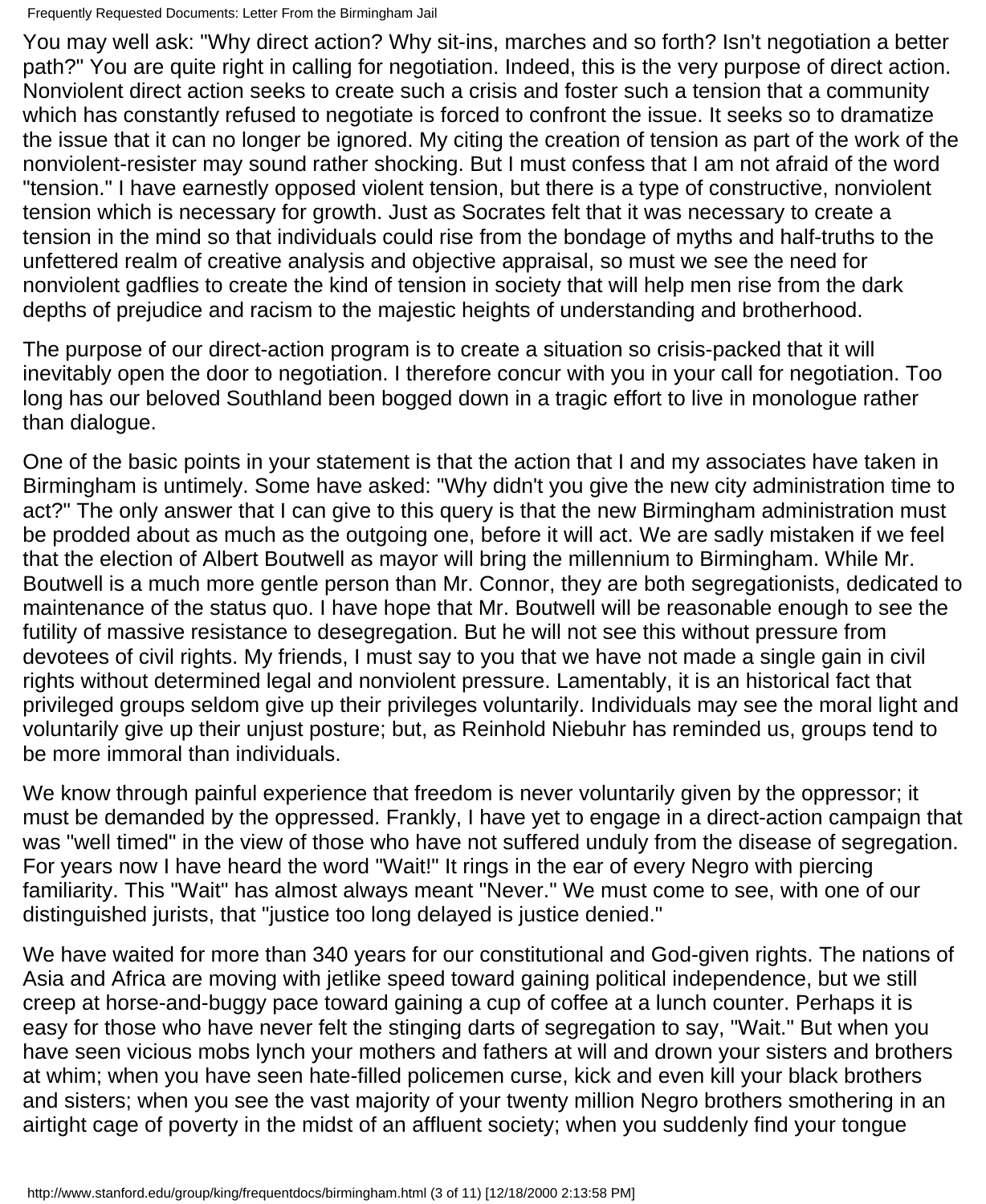You may well ask: "Why direct action? Why sit-ins, marches and so forth? Isn't negotiation a better path?" You are quite right in calling for negotiation. Indeed, this is the very purpose of direct action. Nonviolent direct action seeks to create such a crisis and foster such a tension that a community which has constantly refused to negotiate is forced to confront the issue. It seeks so to dramatize the issue that it can no longer be ignored. My citing the creation of tension as part of the work of the nonviolent-resister may sound rather shocking. But I must confess that I am not afraid of the word "tension." I have earnestly opposed violent tension, but there is a type of constructive, nonviolent tension which is necessary for growth. Just as Socrates felt that it was necessary to create a tension in the mind so that individuals could rise from the bondage of myths and half-truths to the unfettered realm of creative analysis and objective appraisal, so must we see the need for nonviolent gadflies to create the kind of tension in society that will help men rise from the dark depths of prejudice and racism to the majestic heights of understanding and brotherhood.

The purpose of our direct-action program is to create a situation so crisis-packed that it will inevitably open the door to negotiation. I therefore concur with you in your call for negotiation. Too long has our beloved Southland been bogged down in a tragic effort to live in monologue rather than dialogue.

One of the basic points in your statement is that the action that I and my associates have taken in Birmingham is untimely. Some have asked: "Why didn't you give the new city administration time to act?" The only answer that I can give to this query is that the new Birmingham administration must be prodded about as much as the outgoing one, before it will act. We are sadly mistaken if we feel that the election of Albert Boutwell as mayor will bring the millennium to Birmingham. While Mr. Boutwell is a much more gentle person than Mr. Connor, they are both segregationists, dedicated to maintenance of the status quo. I have hope that Mr. Boutwell will be reasonable enough to see the futility of massive resistance to desegregation. But he will not see this without pressure from devotees of civil rights. My friends, I must say to you that we have not made a single gain in civil rights without determined legal and nonviolent pressure. Lamentably, it is an historical fact that privileged groups seldom give up their privileges voluntarily. Individuals may see the moral light and voluntarily give up their unjust posture; but, as Reinhold Niebuhr has reminded us, groups tend to be more immoral than individuals.

We know through painful experience that freedom is never voluntarily given by the oppressor; it must be demanded by the oppressed. Frankly, I have yet to engage in a direct-action campaign that was "well timed" in the view of those who have not suffered unduly from the disease of segregation. For years now I have heard the word "Wait!" It rings in the ear of every Negro with piercing familiarity. This "Wait" has almost always meant "Never." We must come to see, with one of our distinguished jurists, that "justice too long delayed is justice denied."

We have waited for more than 340 years for our constitutional and God-given rights. The nations of Asia and Africa are moving with jetlike speed toward gaining political independence, but we still creep at horse-and-buggy pace toward gaining a cup of coffee at a lunch counter. Perhaps it is easy for those who have never felt the stinging darts of segregation to say, "Wait." But when you have seen vicious mobs lynch your mothers and fathers at will and drown your sisters and brothers at whim; when you have seen hate-filled policemen curse, kick and even kill your black brothers and sisters; when you see the vast majority of your twenty million Negro brothers smothering in an airtight cage of poverty in the midst of an affluent society; when you suddenly find your tongue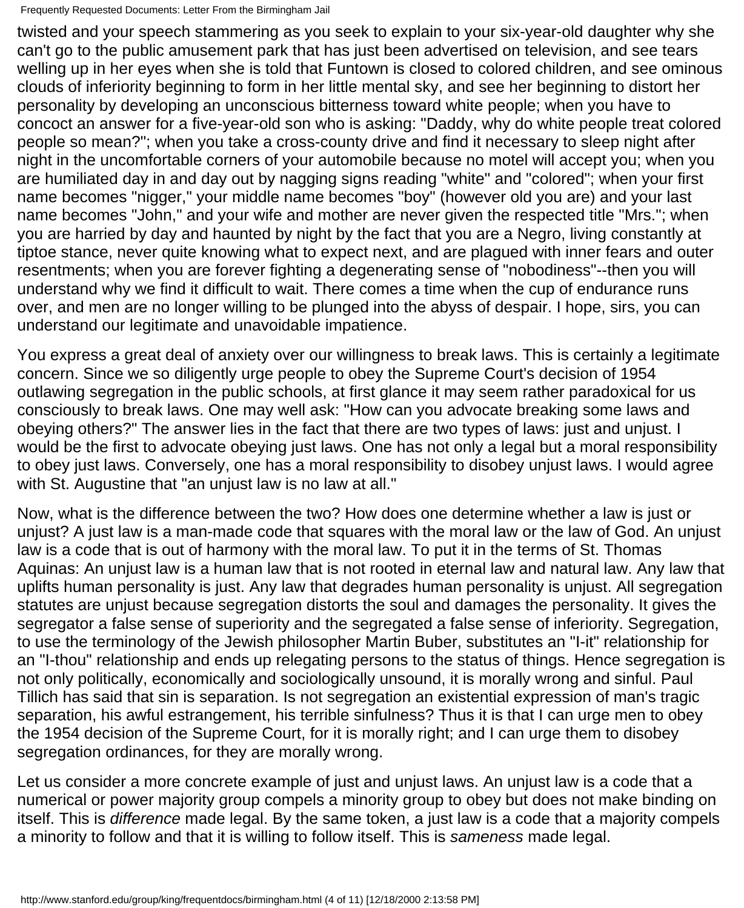twisted and your speech stammering as you seek to explain to your six-year-old daughter why she can't go to the public amusement park that has just been advertised on television, and see tears welling up in her eyes when she is told that Funtown is closed to colored children, and see ominous clouds of inferiority beginning to form in her little mental sky, and see her beginning to distort her personality by developing an unconscious bitterness toward white people; when you have to concoct an answer for a five-year-old son who is asking: "Daddy, why do white people treat colored people so mean?"; when you take a cross-county drive and find it necessary to sleep night after night in the uncomfortable corners of your automobile because no motel will accept you; when you are humiliated day in and day out by nagging signs reading "white" and "colored"; when your first name becomes "nigger," your middle name becomes "boy" (however old you are) and your last name becomes "John," and your wife and mother are never given the respected title "Mrs."; when you are harried by day and haunted by night by the fact that you are a Negro, living constantly at tiptoe stance, never quite knowing what to expect next, and are plagued with inner fears and outer resentments; when you are forever fighting a degenerating sense of "nobodiness"--then you will understand why we find it difficult to wait. There comes a time when the cup of endurance runs over, and men are no longer willing to be plunged into the abyss of despair. I hope, sirs, you can understand our legitimate and unavoidable impatience.

You express a great deal of anxiety over our willingness to break laws. This is certainly a legitimate concern. Since we so diligently urge people to obey the Supreme Court's decision of 1954 outlawing segregation in the public schools, at first glance it may seem rather paradoxical for us consciously to break laws. One may well ask: "How can you advocate breaking some laws and obeying others?" The answer lies in the fact that there are two types of laws: just and unjust. I would be the first to advocate obeying just laws. One has not only a legal but a moral responsibility to obey just laws. Conversely, one has a moral responsibility to disobey unjust laws. I would agree with St. Augustine that "an unjust law is no law at all."

Now, what is the difference between the two? How does one determine whether a law is just or unjust? A just law is a man-made code that squares with the moral law or the law of God. An unjust law is a code that is out of harmony with the moral law. To put it in the terms of St. Thomas Aquinas: An unjust law is a human law that is not rooted in eternal law and natural law. Any law that uplifts human personality is just. Any law that degrades human personality is unjust. All segregation statutes are unjust because segregation distorts the soul and damages the personality. It gives the segregator a false sense of superiority and the segregated a false sense of inferiority. Segregation, to use the terminology of the Jewish philosopher Martin Buber, substitutes an "I-it" relationship for an "I-thou" relationship and ends up relegating persons to the status of things. Hence segregation is not only politically, economically and sociologically unsound, it is morally wrong and sinful. Paul Tillich has said that sin is separation. Is not segregation an existential expression of man's tragic separation, his awful estrangement, his terrible sinfulness? Thus it is that I can urge men to obey the 1954 decision of the Supreme Court, for it is morally right; and I can urge them to disobey segregation ordinances, for they are morally wrong.

Let us consider a more concrete example of just and unjust laws. An unjust law is a code that a numerical or power majority group compels a minority group to obey but does not make binding on itself. This is *difference* made legal. By the same token, a just law is a code that a majority compels a minority to follow and that it is willing to follow itself. This is *sameness* made legal.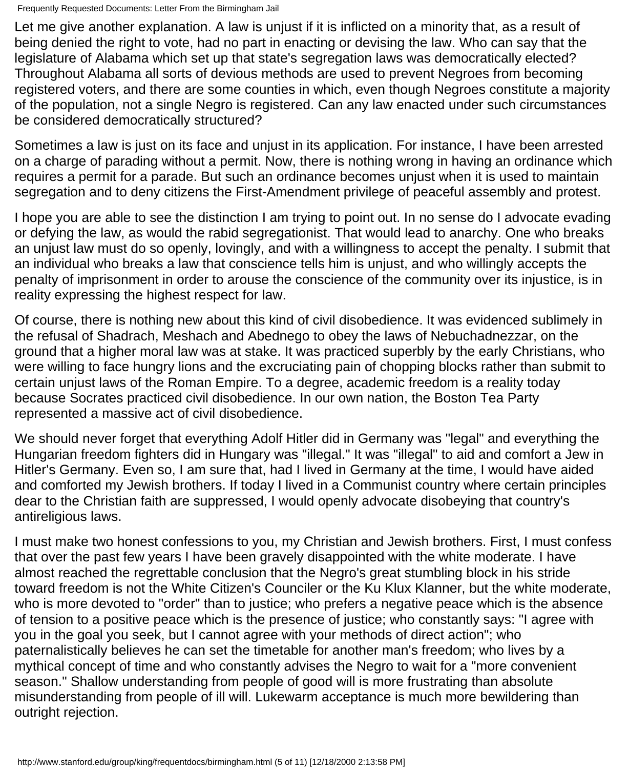Let me give another explanation. A law is unjust if it is inflicted on a minority that, as a result of being denied the right to vote, had no part in enacting or devising the law. Who can say that the legislature of Alabama which set up that state's segregation laws was democratically elected? Throughout Alabama all sorts of devious methods are used to prevent Negroes from becoming registered voters, and there are some counties in which, even though Negroes constitute a majority of the population, not a single Negro is registered. Can any law enacted under such circumstances be considered democratically structured?

Sometimes a law is just on its face and unjust in its application. For instance, I have been arrested on a charge of parading without a permit. Now, there is nothing wrong in having an ordinance which requires a permit for a parade. But such an ordinance becomes unjust when it is used to maintain segregation and to deny citizens the First-Amendment privilege of peaceful assembly and protest.

I hope you are able to see the distinction I am trying to point out. In no sense do I advocate evading or defying the law, as would the rabid segregationist. That would lead to anarchy. One who breaks an unjust law must do so openly, lovingly, and with a willingness to accept the penalty. I submit that an individual who breaks a law that conscience tells him is unjust, and who willingly accepts the penalty of imprisonment in order to arouse the conscience of the community over its injustice, is in reality expressing the highest respect for law.

Of course, there is nothing new about this kind of civil disobedience. It was evidenced sublimely in the refusal of Shadrach, Meshach and Abednego to obey the laws of Nebuchadnezzar, on the ground that a higher moral law was at stake. It was practiced superbly by the early Christians, who were willing to face hungry lions and the excruciating pain of chopping blocks rather than submit to certain unjust laws of the Roman Empire. To a degree, academic freedom is a reality today because Socrates practiced civil disobedience. In our own nation, the Boston Tea Party represented a massive act of civil disobedience.

We should never forget that everything Adolf Hitler did in Germany was "legal" and everything the Hungarian freedom fighters did in Hungary was "illegal." It was "illegal" to aid and comfort a Jew in Hitler's Germany. Even so, I am sure that, had I lived in Germany at the time, I would have aided and comforted my Jewish brothers. If today I lived in a Communist country where certain principles dear to the Christian faith are suppressed, I would openly advocate disobeying that country's antireligious laws.

I must make two honest confessions to you, my Christian and Jewish brothers. First, I must confess that over the past few years I have been gravely disappointed with the white moderate. I have almost reached the regrettable conclusion that the Negro's great stumbling block in his stride toward freedom is not the White Citizen's Counciler or the Ku Klux Klanner, but the white moderate, who is more devoted to "order" than to justice; who prefers a negative peace which is the absence of tension to a positive peace which is the presence of justice; who constantly says: "I agree with you in the goal you seek, but I cannot agree with your methods of direct action"; who paternalistically believes he can set the timetable for another man's freedom; who lives by a mythical concept of time and who constantly advises the Negro to wait for a "more convenient season." Shallow understanding from people of good will is more frustrating than absolute misunderstanding from people of ill will. Lukewarm acceptance is much more bewildering than outright rejection.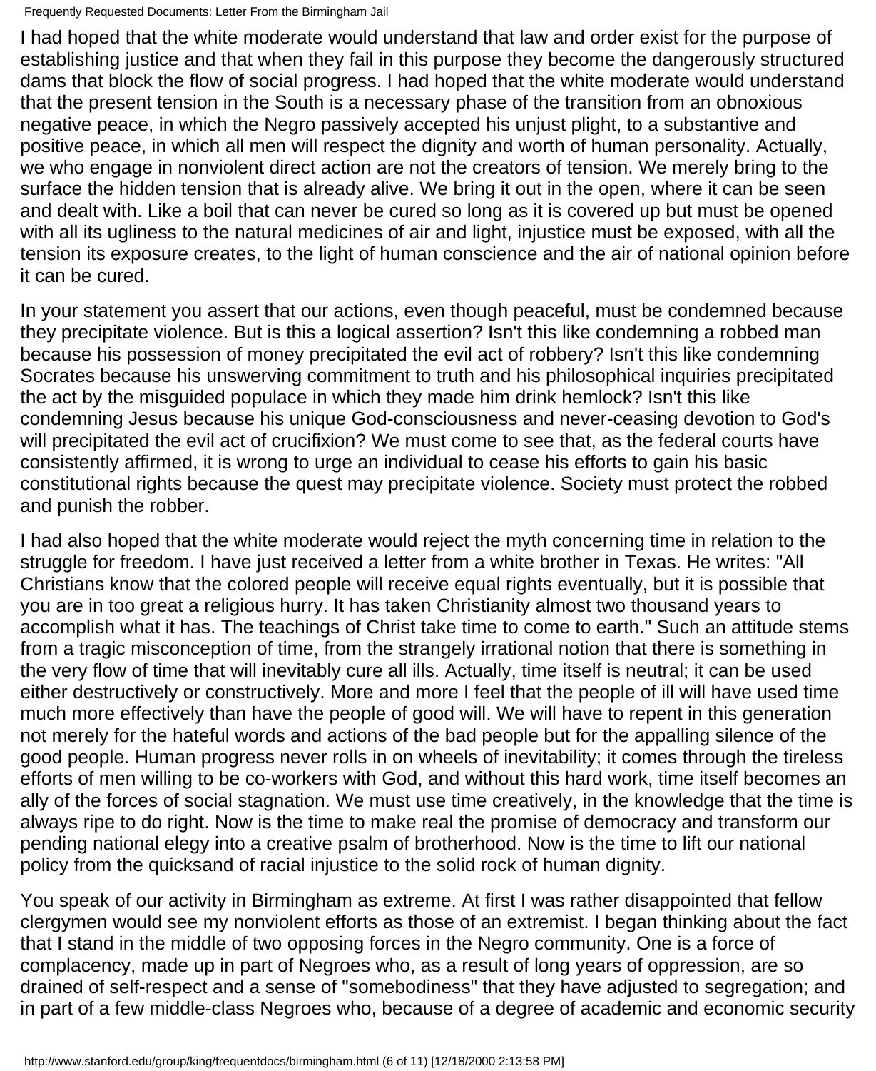I had hoped that the white moderate would understand that law and order exist for the purpose of establishing justice and that when they fail in this purpose they become the dangerously structured dams that block the flow of social progress. I had hoped that the white moderate would understand that the present tension in the South is a necessary phase of the transition from an obnoxious negative peace, in which the Negro passively accepted his unjust plight, to a substantive and positive peace, in which all men will respect the dignity and worth of human personality. Actually, we who engage in nonviolent direct action are not the creators of tension. We merely bring to the surface the hidden tension that is already alive. We bring it out in the open, where it can be seen and dealt with. Like a boil that can never be cured so long as it is covered up but must be opened with all its ugliness to the natural medicines of air and light, injustice must be exposed, with all the tension its exposure creates, to the light of human conscience and the air of national opinion before it can be cured.

In your statement you assert that our actions, even though peaceful, must be condemned because they precipitate violence. But is this a logical assertion? Isn't this like condemning a robbed man because his possession of money precipitated the evil act of robbery? Isn't this like condemning Socrates because his unswerving commitment to truth and his philosophical inquiries precipitated the act by the misguided populace in which they made him drink hemlock? Isn't this like condemning Jesus because his unique God-consciousness and never-ceasing devotion to God's will precipitated the evil act of crucifixion? We must come to see that, as the federal courts have consistently affirmed, it is wrong to urge an individual to cease his efforts to gain his basic constitutional rights because the quest may precipitate violence. Society must protect the robbed and punish the robber.

I had also hoped that the white moderate would reject the myth concerning time in relation to the struggle for freedom. I have just received a letter from a white brother in Texas. He writes: "All Christians know that the colored people will receive equal rights eventually, but it is possible that you are in too great a religious hurry. It has taken Christianity almost two thousand years to accomplish what it has. The teachings of Christ take time to come to earth." Such an attitude stems from a tragic misconception of time, from the strangely irrational notion that there is something in the very flow of time that will inevitably cure all ills. Actually, time itself is neutral; it can be used either destructively or constructively. More and more I feel that the people of ill will have used time much more effectively than have the people of good will. We will have to repent in this generation not merely for the hateful words and actions of the bad people but for the appalling silence of the good people. Human progress never rolls in on wheels of inevitability; it comes through the tireless efforts of men willing to be co-workers with God, and without this hard work, time itself becomes an ally of the forces of social stagnation. We must use time creatively, in the knowledge that the time is always ripe to do right. Now is the time to make real the promise of democracy and transform our pending national elegy into a creative psalm of brotherhood. Now is the time to lift our national policy from the quicksand of racial injustice to the solid rock of human dignity.

You speak of our activity in Birmingham as extreme. At first I was rather disappointed that fellow clergymen would see my nonviolent efforts as those of an extremist. I began thinking about the fact that I stand in the middle of two opposing forces in the Negro community. One is a force of complacency, made up in part of Negroes who, as a result of long years of oppression, are so drained of self-respect and a sense of "somebodiness" that they have adjusted to segregation; and in part of a few middle-class Negroes who, because of a degree of academic and economic security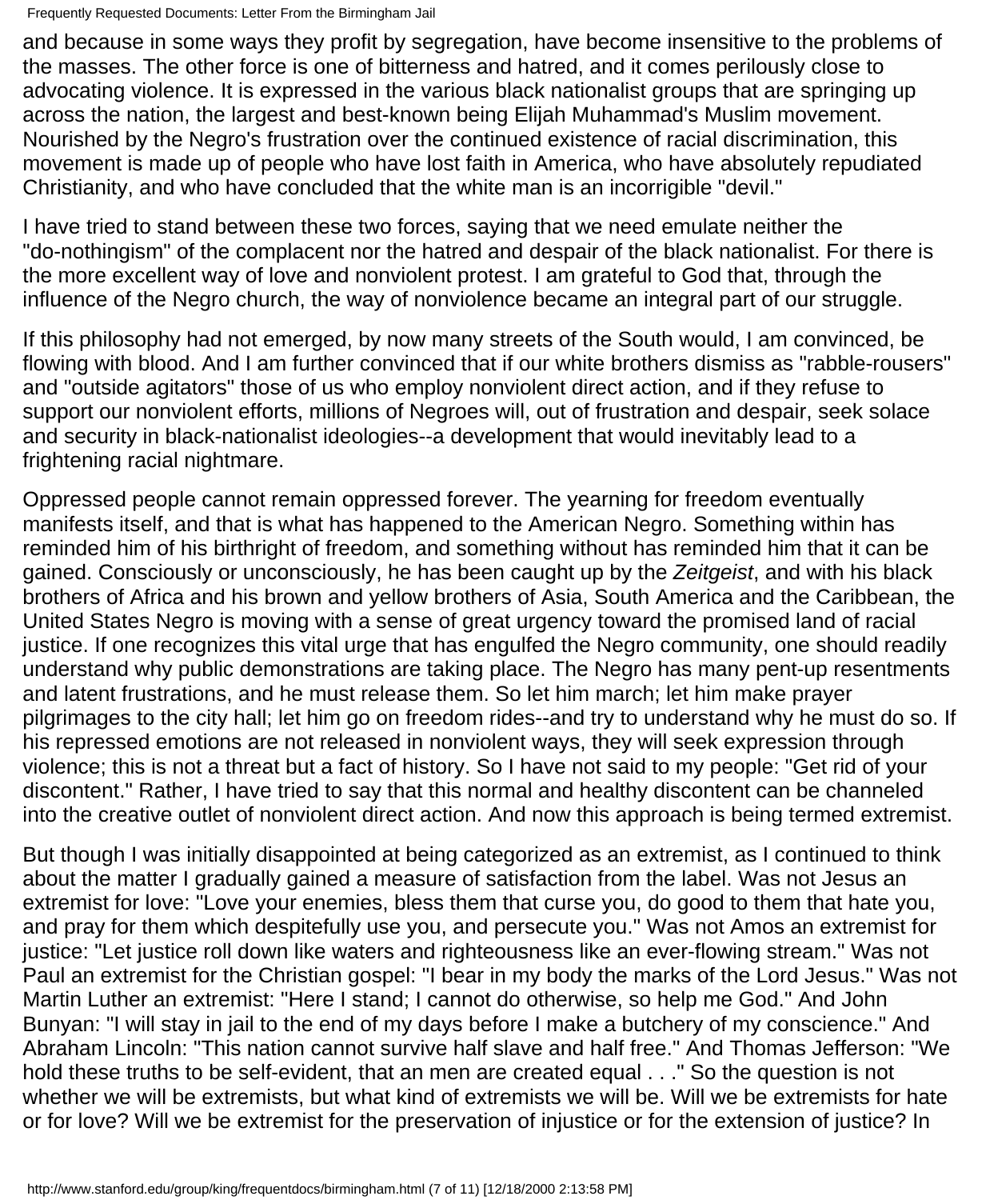and because in some ways they profit by segregation, have become insensitive to the problems of the masses. The other force is one of bitterness and hatred, and it comes perilously close to advocating violence. It is expressed in the various black nationalist groups that are springing up across the nation, the largest and best-known being Elijah Muhammad's Muslim movement. Nourished by the Negro's frustration over the continued existence of racial discrimination, this movement is made up of people who have lost faith in America, who have absolutely repudiated Christianity, and who have concluded that the white man is an incorrigible "devil."

I have tried to stand between these two forces, saying that we need emulate neither the "do-nothingism" of the complacent nor the hatred and despair of the black nationalist. For there is the more excellent way of love and nonviolent protest. I am grateful to God that, through the influence of the Negro church, the way of nonviolence became an integral part of our struggle.

If this philosophy had not emerged, by now many streets of the South would, I am convinced, be flowing with blood. And I am further convinced that if our white brothers dismiss as "rabble-rousers" and "outside agitators" those of us who employ nonviolent direct action, and if they refuse to support our nonviolent efforts, millions of Negroes will, out of frustration and despair, seek solace and security in black-nationalist ideologies--a development that would inevitably lead to a frightening racial nightmare.

Oppressed people cannot remain oppressed forever. The yearning for freedom eventually manifests itself, and that is what has happened to the American Negro. Something within has reminded him of his birthright of freedom, and something without has reminded him that it can be gained. Consciously or unconsciously, he has been caught up by the *Zeitgeist*, and with his black brothers of Africa and his brown and yellow brothers of Asia, South America and the Caribbean, the United States Negro is moving with a sense of great urgency toward the promised land of racial justice. If one recognizes this vital urge that has engulfed the Negro community, one should readily understand why public demonstrations are taking place. The Negro has many pent-up resentments and latent frustrations, and he must release them. So let him march; let him make prayer pilgrimages to the city hall; let him go on freedom rides--and try to understand why he must do so. If his repressed emotions are not released in nonviolent ways, they will seek expression through violence; this is not a threat but a fact of history. So I have not said to my people: "Get rid of your discontent." Rather, I have tried to say that this normal and healthy discontent can be channeled into the creative outlet of nonviolent direct action. And now this approach is being termed extremist.

But though I was initially disappointed at being categorized as an extremist, as I continued to think about the matter I gradually gained a measure of satisfaction from the label. Was not Jesus an extremist for love: "Love your enemies, bless them that curse you, do good to them that hate you, and pray for them which despitefully use you, and persecute you." Was not Amos an extremist for justice: "Let justice roll down like waters and righteousness like an ever-flowing stream." Was not Paul an extremist for the Christian gospel: "I bear in my body the marks of the Lord Jesus." Was not Martin Luther an extremist: "Here I stand; I cannot do otherwise, so help me God." And John Bunyan: "I will stay in jail to the end of my days before I make a butchery of my conscience." And Abraham Lincoln: "This nation cannot survive half slave and half free." And Thomas Jefferson: "We hold these truths to be self-evident, that an men are created equal . . ." So the question is not whether we will be extremists, but what kind of extremists we will be. Will we be extremists for hate or for love? Will we be extremist for the preservation of injustice or for the extension of justice? In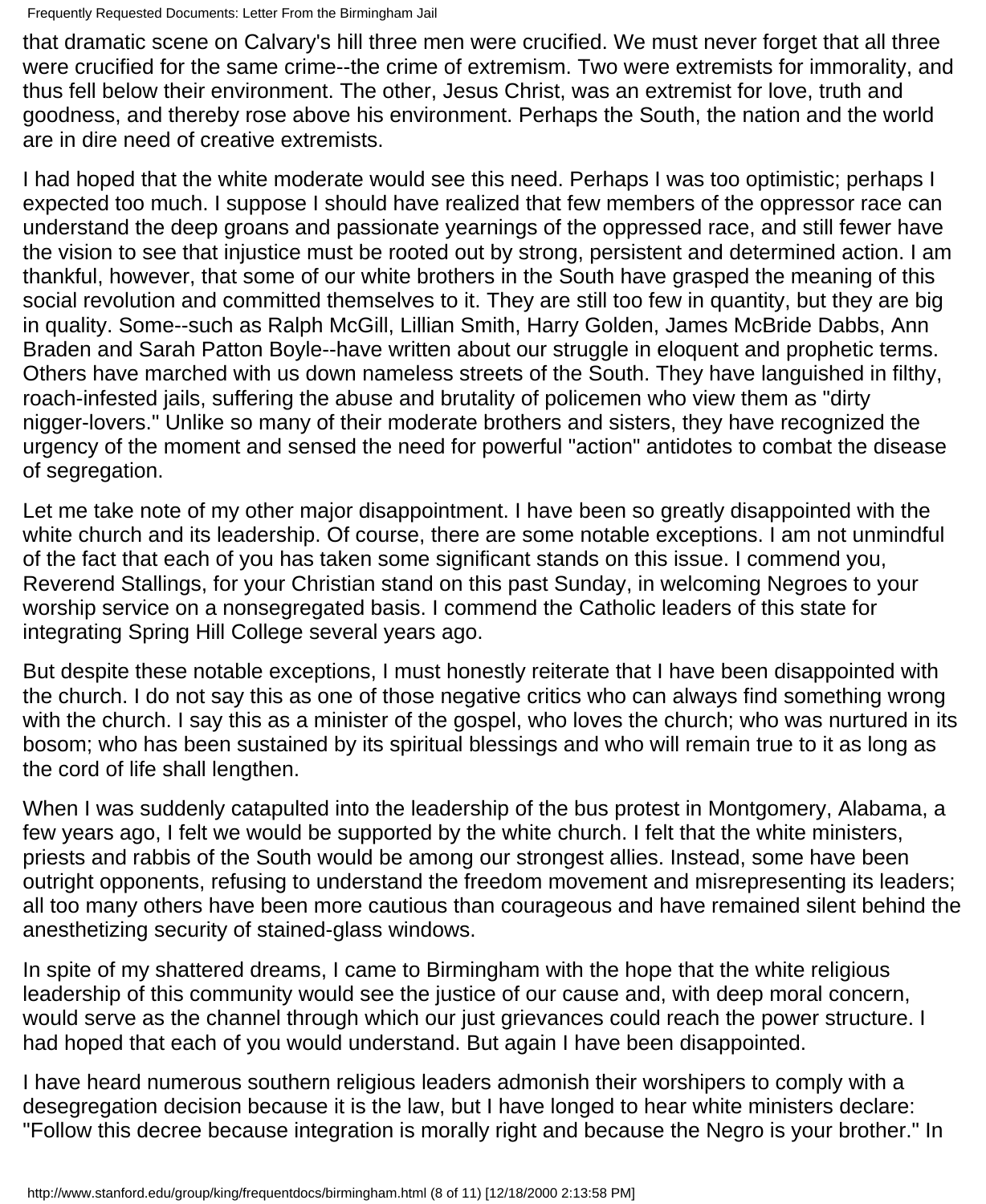that dramatic scene on Calvary's hill three men were crucified. We must never forget that all three were crucified for the same crime--the crime of extremism. Two were extremists for immorality, and thus fell below their environment. The other, Jesus Christ, was an extremist for love, truth and goodness, and thereby rose above his environment. Perhaps the South, the nation and the world are in dire need of creative extremists.

I had hoped that the white moderate would see this need. Perhaps I was too optimistic; perhaps I expected too much. I suppose I should have realized that few members of the oppressor race can understand the deep groans and passionate yearnings of the oppressed race, and still fewer have the vision to see that injustice must be rooted out by strong, persistent and determined action. I am thankful, however, that some of our white brothers in the South have grasped the meaning of this social revolution and committed themselves to it. They are still too few in quantity, but they are big in quality. Some--such as Ralph McGill, Lillian Smith, Harry Golden, James McBride Dabbs, Ann Braden and Sarah Patton Boyle--have written about our struggle in eloquent and prophetic terms. Others have marched with us down nameless streets of the South. They have languished in filthy, roach-infested jails, suffering the abuse and brutality of policemen who view them as "dirty nigger-lovers." Unlike so many of their moderate brothers and sisters, they have recognized the urgency of the moment and sensed the need for powerful "action" antidotes to combat the disease of segregation.

Let me take note of my other major disappointment. I have been so greatly disappointed with the white church and its leadership. Of course, there are some notable exceptions. I am not unmindful of the fact that each of you has taken some significant stands on this issue. I commend you, Reverend Stallings, for your Christian stand on this past Sunday, in welcoming Negroes to your worship service on a nonsegregated basis. I commend the Catholic leaders of this state for integrating Spring Hill College several years ago.

But despite these notable exceptions, I must honestly reiterate that I have been disappointed with the church. I do not say this as one of those negative critics who can always find something wrong with the church. I say this as a minister of the gospel, who loves the church; who was nurtured in its bosom; who has been sustained by its spiritual blessings and who will remain true to it as long as the cord of life shall lengthen.

When I was suddenly catapulted into the leadership of the bus protest in Montgomery, Alabama, a few years ago, I felt we would be supported by the white church. I felt that the white ministers, priests and rabbis of the South would be among our strongest allies. Instead, some have been outright opponents, refusing to understand the freedom movement and misrepresenting its leaders; all too many others have been more cautious than courageous and have remained silent behind the anesthetizing security of stained-glass windows.

In spite of my shattered dreams, I came to Birmingham with the hope that the white religious leadership of this community would see the justice of our cause and, with deep moral concern, would serve as the channel through which our just grievances could reach the power structure. I had hoped that each of you would understand. But again I have been disappointed.

I have heard numerous southern religious leaders admonish their worshipers to comply with a desegregation decision because it is the law, but I have longed to hear white ministers declare: "Follow this decree because integration is morally right and because the Negro is your brother." In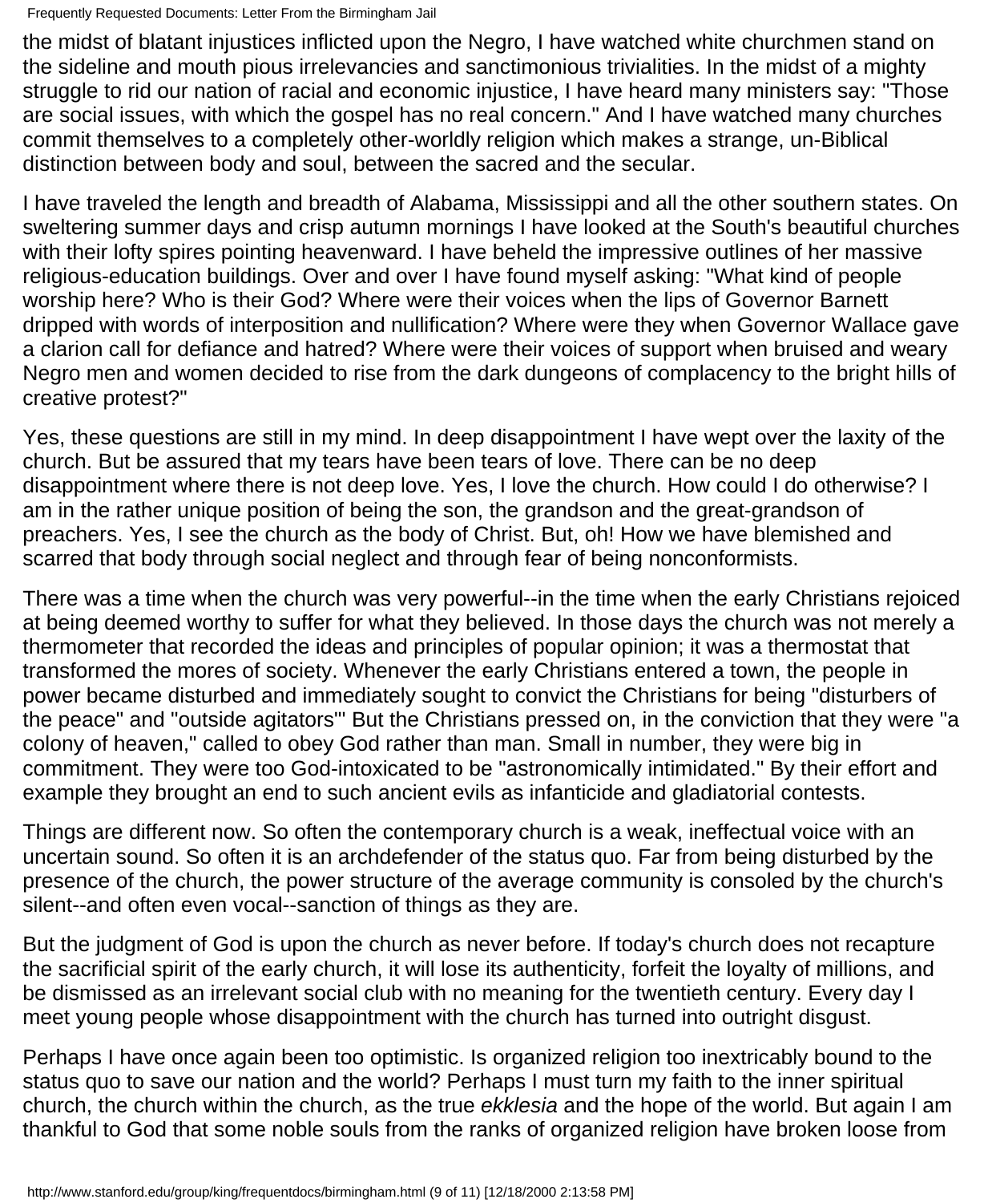the midst of blatant injustices inflicted upon the Negro, I have watched white churchmen stand on the sideline and mouth pious irrelevancies and sanctimonious trivialities. In the midst of a mighty struggle to rid our nation of racial and economic injustice, I have heard many ministers say: "Those are social issues, with which the gospel has no real concern." And I have watched many churches commit themselves to a completely other-worldly religion which makes a strange, un-Biblical distinction between body and soul, between the sacred and the secular.

I have traveled the length and breadth of Alabama, Mississippi and all the other southern states. On sweltering summer days and crisp autumn mornings I have looked at the South's beautiful churches with their lofty spires pointing heavenward. I have beheld the impressive outlines of her massive religious-education buildings. Over and over I have found myself asking: "What kind of people worship here? Who is their God? Where were their voices when the lips of Governor Barnett dripped with words of interposition and nullification? Where were they when Governor Wallace gave a clarion call for defiance and hatred? Where were their voices of support when bruised and weary Negro men and women decided to rise from the dark dungeons of complacency to the bright hills of creative protest?"

Yes, these questions are still in my mind. In deep disappointment I have wept over the laxity of the church. But be assured that my tears have been tears of love. There can be no deep disappointment where there is not deep love. Yes, I love the church. How could I do otherwise? I am in the rather unique position of being the son, the grandson and the great-grandson of preachers. Yes, I see the church as the body of Christ. But, oh! How we have blemished and scarred that body through social neglect and through fear of being nonconformists.

There was a time when the church was very powerful--in the time when the early Christians rejoiced at being deemed worthy to suffer for what they believed. In those days the church was not merely a thermometer that recorded the ideas and principles of popular opinion; it was a thermostat that transformed the mores of society. Whenever the early Christians entered a town, the people in power became disturbed and immediately sought to convict the Christians for being "disturbers of the peace" and "outside agitators"' But the Christians pressed on, in the conviction that they were "a colony of heaven," called to obey God rather than man. Small in number, they were big in commitment. They were too God-intoxicated to be "astronomically intimidated." By their effort and example they brought an end to such ancient evils as infanticide and gladiatorial contests.

Things are different now. So often the contemporary church is a weak, ineffectual voice with an uncertain sound. So often it is an archdefender of the status quo. Far from being disturbed by the presence of the church, the power structure of the average community is consoled by the church's silent--and often even vocal--sanction of things as they are.

But the judgment of God is upon the church as never before. If today's church does not recapture the sacrificial spirit of the early church, it will lose its authenticity, forfeit the loyalty of millions, and be dismissed as an irrelevant social club with no meaning for the twentieth century. Every day I meet young people whose disappointment with the church has turned into outright disgust.

Perhaps I have once again been too optimistic. Is organized religion too inextricably bound to the status quo to save our nation and the world? Perhaps I must turn my faith to the inner spiritual church, the church within the church, as the true *ekklesia* and the hope of the world. But again I am thankful to God that some noble souls from the ranks of organized religion have broken loose from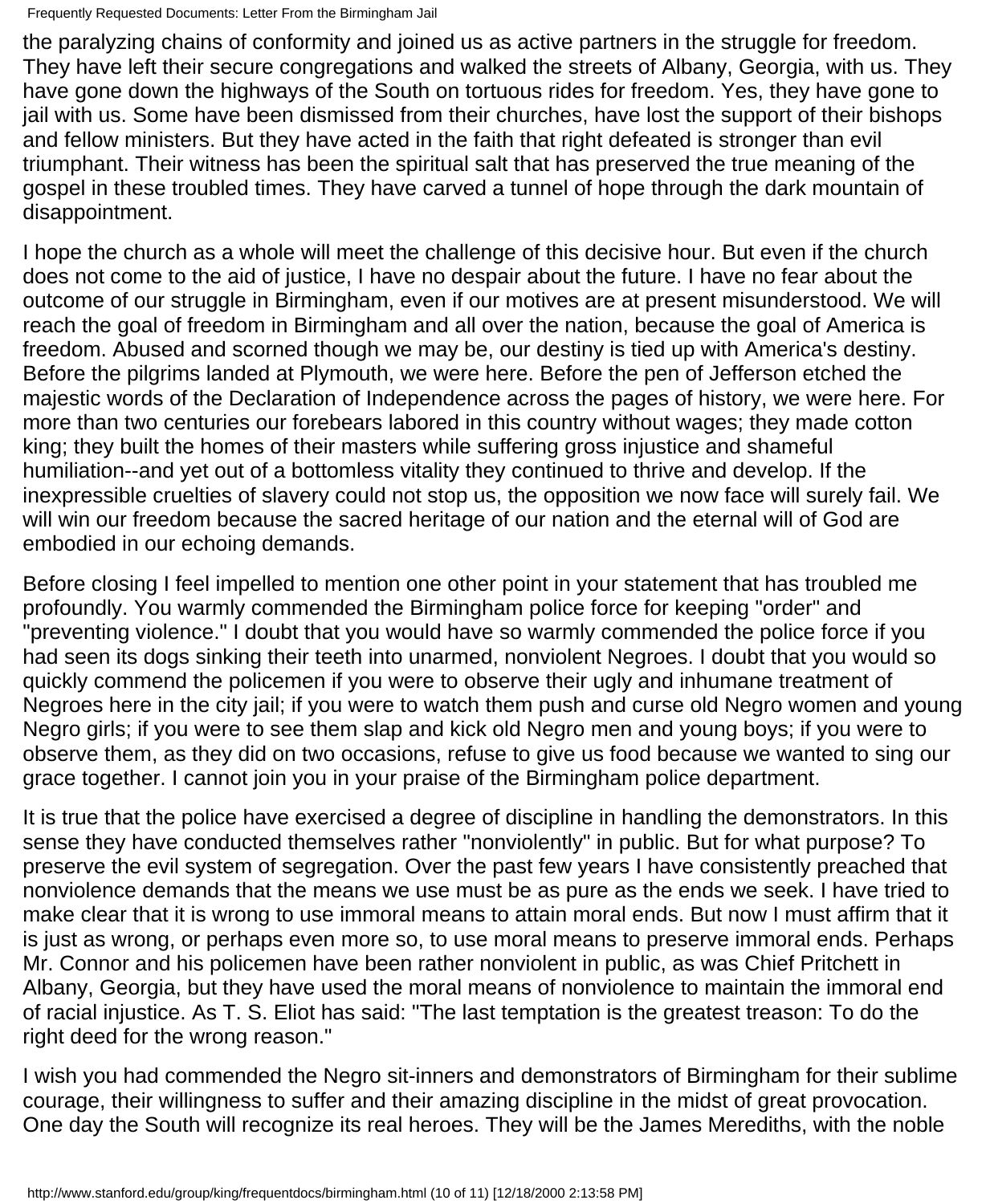the paralyzing chains of conformity and joined us as active partners in the struggle for freedom. They have left their secure congregations and walked the streets of Albany, Georgia, with us. They have gone down the highways of the South on tortuous rides for freedom. Yes, they have gone to jail with us. Some have been dismissed from their churches, have lost the support of their bishops and fellow ministers. But they have acted in the faith that right defeated is stronger than evil triumphant. Their witness has been the spiritual salt that has preserved the true meaning of the gospel in these troubled times. They have carved a tunnel of hope through the dark mountain of disappointment.

I hope the church as a whole will meet the challenge of this decisive hour. But even if the church does not come to the aid of justice, I have no despair about the future. I have no fear about the outcome of our struggle in Birmingham, even if our motives are at present misunderstood. We will reach the goal of freedom in Birmingham and all over the nation, because the goal of America is freedom. Abused and scorned though we may be, our destiny is tied up with America's destiny. Before the pilgrims landed at Plymouth, we were here. Before the pen of Jefferson etched the majestic words of the Declaration of Independence across the pages of history, we were here. For more than two centuries our forebears labored in this country without wages; they made cotton king; they built the homes of their masters while suffering gross injustice and shameful humiliation--and yet out of a bottomless vitality they continued to thrive and develop. If the inexpressible cruelties of slavery could not stop us, the opposition we now face will surely fail. We will win our freedom because the sacred heritage of our nation and the eternal will of God are embodied in our echoing demands.

Before closing I feel impelled to mention one other point in your statement that has troubled me profoundly. You warmly commended the Birmingham police force for keeping "order" and "preventing violence." I doubt that you would have so warmly commended the police force if you had seen its dogs sinking their teeth into unarmed, nonviolent Negroes. I doubt that you would so quickly commend the policemen if you were to observe their ugly and inhumane treatment of Negroes here in the city jail; if you were to watch them push and curse old Negro women and young Negro girls; if you were to see them slap and kick old Negro men and young boys; if you were to observe them, as they did on two occasions, refuse to give us food because we wanted to sing our grace together. I cannot join you in your praise of the Birmingham police department.

It is true that the police have exercised a degree of discipline in handling the demonstrators. In this sense they have conducted themselves rather "nonviolently" in public. But for what purpose? To preserve the evil system of segregation. Over the past few years I have consistently preached that nonviolence demands that the means we use must be as pure as the ends we seek. I have tried to make clear that it is wrong to use immoral means to attain moral ends. But now I must affirm that it is just as wrong, or perhaps even more so, to use moral means to preserve immoral ends. Perhaps Mr. Connor and his policemen have been rather nonviolent in public, as was Chief Pritchett in Albany, Georgia, but they have used the moral means of nonviolence to maintain the immoral end of racial injustice. As T. S. Eliot has said: "The last temptation is the greatest treason: To do the right deed for the wrong reason."

I wish you had commended the Negro sit-inners and demonstrators of Birmingham for their sublime courage, their willingness to suffer and their amazing discipline in the midst of great provocation. One day the South will recognize its real heroes. They will be the James Merediths, with the noble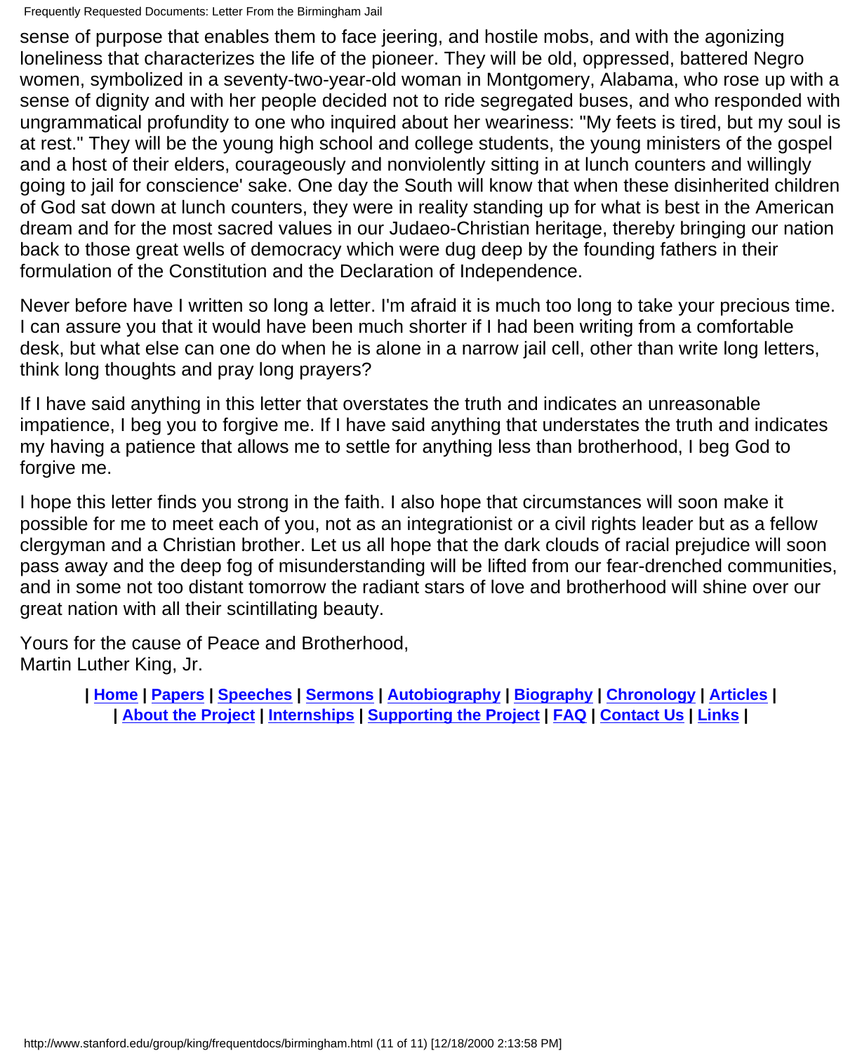sense of purpose that enables them to face jeering, and hostile mobs, and with the agonizing loneliness that characterizes the life of the pioneer. They will be old, oppressed, battered Negro women, symbolized in a seventy-two-year-old woman in Montgomery, Alabama, who rose up with a sense of dignity and with her people decided not to ride segregated buses, and who responded with ungrammatical profundity to one who inquired about her weariness: "My feets is tired, but my soul is at rest." They will be the young high school and college students, the young ministers of the gospel and a host of their elders, courageously and nonviolently sitting in at lunch counters and willingly going to jail for conscience' sake. One day the South will know that when these disinherited children of God sat down at lunch counters, they were in reality standing up for what is best in the American dream and for the most sacred values in our Judaeo-Christian heritage, thereby bringing our nation back to those great wells of democracy which were dug deep by the founding fathers in their formulation of the Constitution and the Declaration of Independence.

Never before have I written so long a letter. I'm afraid it is much too long to take your precious time. I can assure you that it would have been much shorter if I had been writing from a comfortable desk, but what else can one do when he is alone in a narrow jail cell, other than write long letters, think long thoughts and pray long prayers?

If I have said anything in this letter that overstates the truth and indicates an unreasonable impatience, I beg you to forgive me. If I have said anything that understates the truth and indicates my having a patience that allows me to settle for anything less than brotherhood, I beg God to forgive me.

I hope this letter finds you strong in the faith. I also hope that circumstances will soon make it possible for me to meet each of you, not as an integrationist or a civil rights leader but as a fellow clergyman and a Christian brother. Let us all hope that the dark clouds of racial prejudice will soon pass away and the deep fog of misunderstanding will be lifted from our fear-drenched communities, and in some not too distant tomorrow the radiant stars of love and brotherhood will shine over our great nation with all their scintillating beauty.

Yours for the cause of Peace and Brotherhood,
Martin Luther King, Jr.

| **Home** | **Papers** | **Speeches** | **Sermons** | **Autobiography** | **Biography** | **Chronology** | **Articles** |
| **About the Project** | **Internships** | **Supporting the Project** | **FAQ** | **Contact Us** | **Links** |